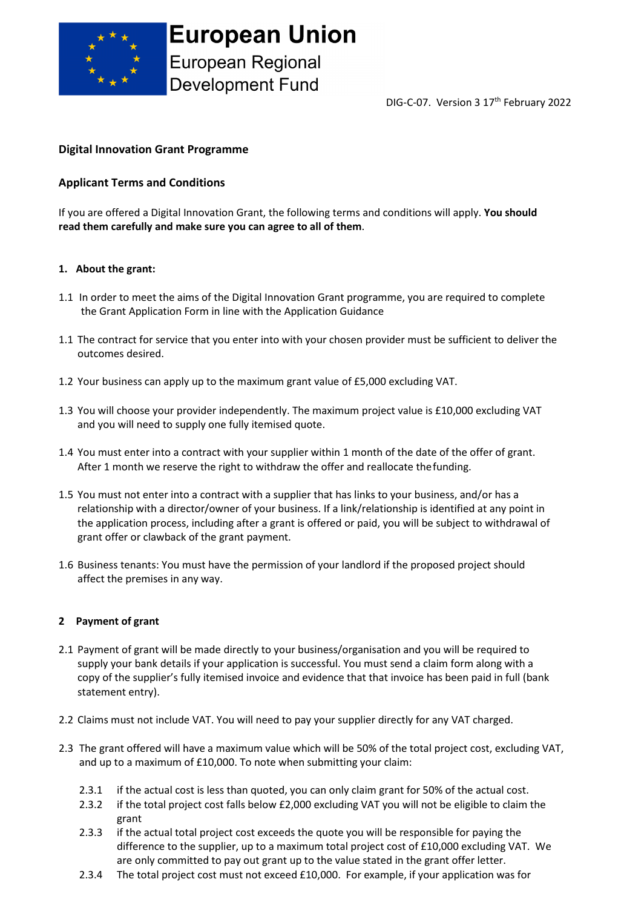European Union
European Regional Development Fund

DIG-C-07. Version 3 17th February 2022

**Digital Innovation Grant Programme**

**Applicant Terms and Conditions**

If you are offered a Digital Innovation Grant, the following terms and conditions will apply. **You should read them carefully and make sure you can agree to all of them**.

**1. About the grant:**

1.1 In order to meet the aims of the Digital Innovation Grant programme, you are required to complete the Grant Application Form in line with the Application Guidance

1.1 The contract for service that you enter into with your chosen provider must be sufficient to deliver the outcomes desired.

1.2 Your business can apply up to the maximum grant value of £5,000 excluding VAT.

1.3 You will choose your provider independently. The maximum project value is £10,000 excluding VAT and you will need to supply one fully itemised quote.

1.4 You must enter into a contract with your supplier within 1 month of the date of the offer of grant. After 1 month we reserve the right to withdraw the offer and reallocate the funding.

1.5 You must not enter into a contract with a supplier that has links to your business, and/or has a relationship with a director/owner of your business. If a link/relationship is identified at any point in the application process, including after a grant is offered or paid, you will be subject to withdrawal of grant offer or clawback of the grant payment.

1.6 Business tenants: You must have the permission of your landlord if the proposed project should affect the premises in any way.

**2 Payment of grant**

2.1 Payment of grant will be made directly to your business/organisation and you will be required to supply your bank details if your application is successful. You must send a claim form along with a copy of the supplier's fully itemised invoice and evidence that that invoice has been paid in full (bank statement entry).

2.2 Claims must not include VAT. You will need to pay your supplier directly for any VAT charged.

2.3 The grant offered will have a maximum value which will be 50% of the total project cost, excluding VAT, and up to a maximum of £10,000. To note when submitting your claim:

- 2.3.1 if the actual cost is less than quoted, you can only claim grant for 50% of the actual cost.
- 2.3.2 if the total project cost falls below £2,000 excluding VAT you will not be eligible to claim the grant
- 2.3.3 if the actual total project cost exceeds the quote you will be responsible for paying the difference to the supplier, up to a maximum total project cost of £10,000 excluding VAT. We are only committed to pay out grant up to the value stated in the grant offer letter.
- 2.3.4 The total project cost must not exceed £10,000. For example, if your application was for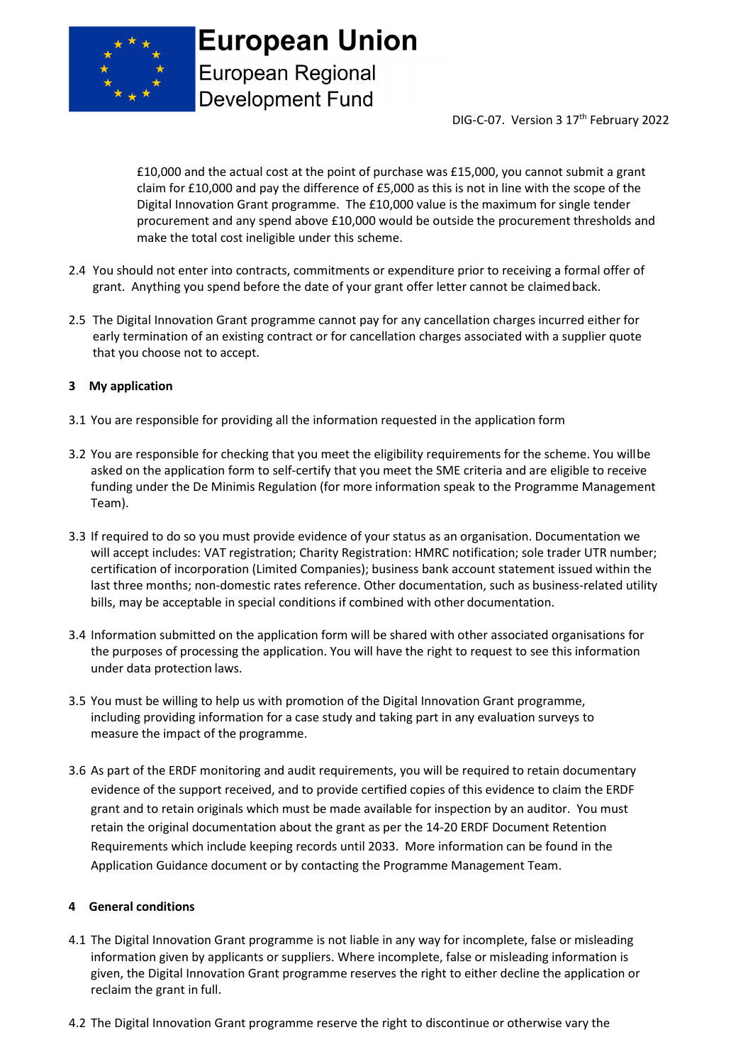£10,000 and the actual cost at the point of purchase was £15,000, you cannot submit a grant claim for £10,000 and pay the difference of £5,000 as this is not in line with the scope of the Digital Innovation Grant programme. The £10,000 value is the maximum for single tender procurement and any spend above £10,000 would be outside the procurement thresholds and make the total cost ineligible under this scheme.

2.4 You should not enter into contracts, commitments or expenditure prior to receiving a formal offer of grant. Anything you spend before the date of your grant offer letter cannot be claimed back.

2.5 The Digital Innovation Grant programme cannot pay for any cancellation charges incurred either for early termination of an existing contract or for cancellation charges associated with a supplier quote that you choose not to accept.

**3 My application**

3.1 You are responsible for providing all the information requested in the application form

3.2 You are responsible for checking that you meet the eligibility requirements for the scheme. You will be asked on the application form to self-certify that you meet the SME criteria and are eligible to receive funding under the De Minimis Regulation (for more information speak to the Programme Management Team).

3.3 If required to do so you must provide evidence of your status as an organisation. Documentation we will accept includes: VAT registration; Charity Registration: HMRC notification; sole trader UTR number; certification of incorporation (Limited Companies); business bank account statement issued within the last three months; non-domestic rates reference. Other documentation, such as business-related utility bills, may be acceptable in special conditions if combined with other documentation.

3.4 Information submitted on the application form will be shared with other associated organisations for the purposes of processing the application. You will have the right to request to see this information under data protection laws.

3.5 You must be willing to help us with promotion of the Digital Innovation Grant programme, including providing information for a case study and taking part in any evaluation surveys to measure the impact of the programme.

3.6 As part of the ERDF monitoring and audit requirements, you will be required to retain documentary evidence of the support received, and to provide certified copies of this evidence to claim the ERDF grant and to retain originals which must be made available for inspection by an auditor. You must retain the original documentation about the grant as per the 14-20 ERDF Document Retention Requirements which include keeping records until 2033. More information can be found in the Application Guidance document or by contacting the Programme Management Team.

**4 General conditions**

4.1 The Digital Innovation Grant programme is not liable in any way for incomplete, false or misleading information given by applicants or suppliers. Where incomplete, false or misleading information is given, the Digital Innovation Grant programme reserves the right to either decline the application or reclaim the grant in full.

4.2 The Digital Innovation Grant programme reserve the right to discontinue or otherwise vary the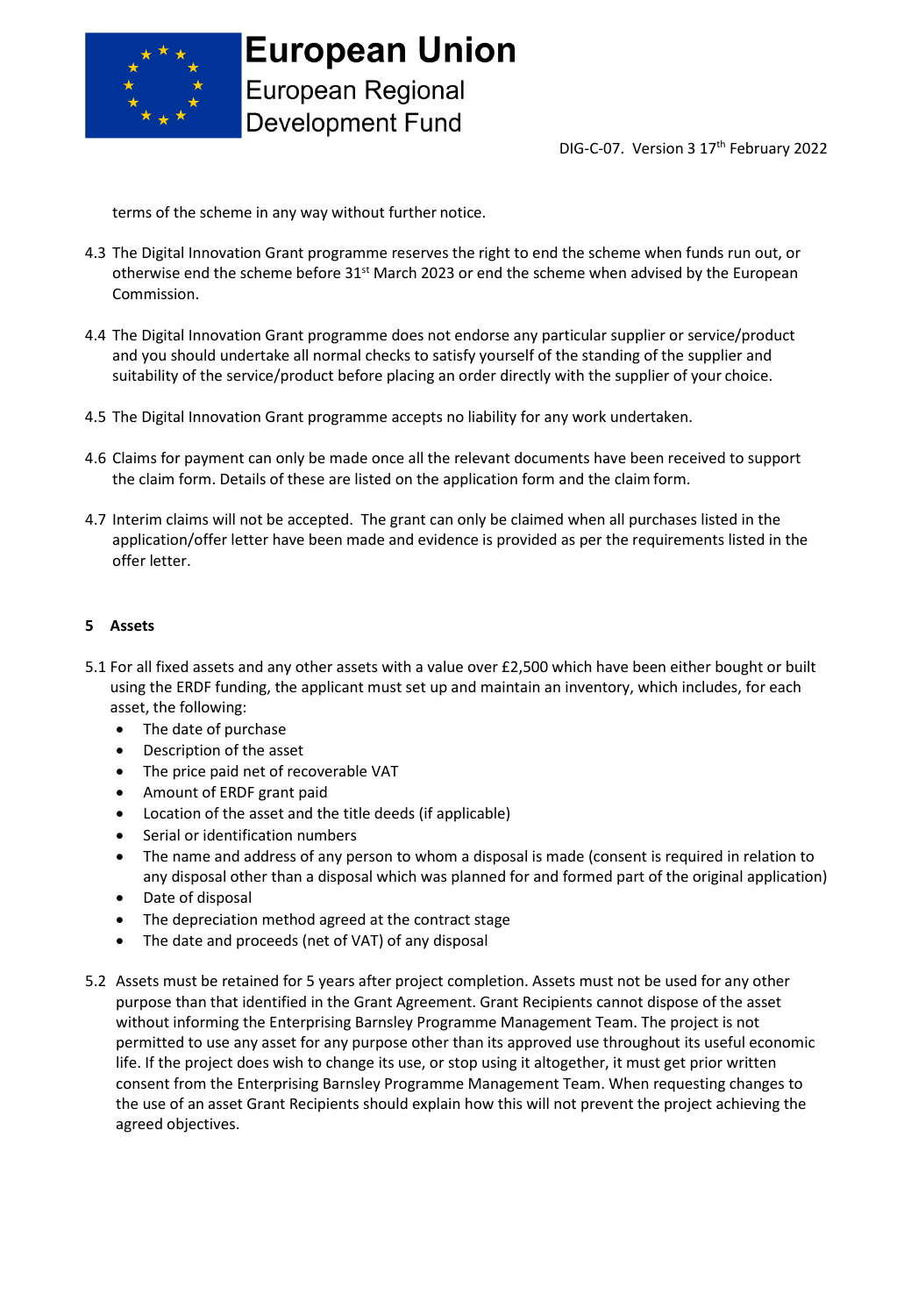terms of the scheme in any way without further notice.

4.3 The Digital Innovation Grant programme reserves the right to end the scheme when funds run out, or otherwise end the scheme before 31st March 2023 or end the scheme when advised by the European Commission.

4.4 The Digital Innovation Grant programme does not endorse any particular supplier or service/product and you should undertake all normal checks to satisfy yourself of the standing of the supplier and suitability of the service/product before placing an order directly with the supplier of your choice.

4.5 The Digital Innovation Grant programme accepts no liability for any work undertaken.

4.6 Claims for payment can only be made once all the relevant documents have been received to support the claim form. Details of these are listed on the application form and the claim form.

4.7 Interim claims will not be accepted. The grant can only be claimed when all purchases listed in the application/offer letter have been made and evidence is provided as per the requirements listed in the offer letter.

## 5 Assets

5.1 For all fixed assets and any other assets with a value over £2,500 which have been either bought or built using the ERDF funding, the applicant must set up and maintain an inventory, which includes, for each asset, the following:

- The date of purchase
- Description of the asset
- The price paid net of recoverable VAT
- Amount of ERDF grant paid
- Location of the asset and the title deeds (if applicable)
- Serial or identification numbers
- The name and address of any person to whom a disposal is made (consent is required in relation to any disposal other than a disposal which was planned for and formed part of the original application)
- Date of disposal
- The depreciation method agreed at the contract stage
- The date and proceeds (net of VAT) of any disposal

5.2 Assets must be retained for 5 years after project completion. Assets must not be used for any other purpose than that identified in the Grant Agreement. Grant Recipients cannot dispose of the asset without informing the Enterprising Barnsley Programme Management Team. The project is not permitted to use any asset for any purpose other than its approved use throughout its useful economic life. If the project does wish to change its use, or stop using it altogether, it must get prior written consent from the Enterprising Barnsley Programme Management Team. When requesting changes to the use of an asset Grant Recipients should explain how this will not prevent the project achieving the agreed objectives.